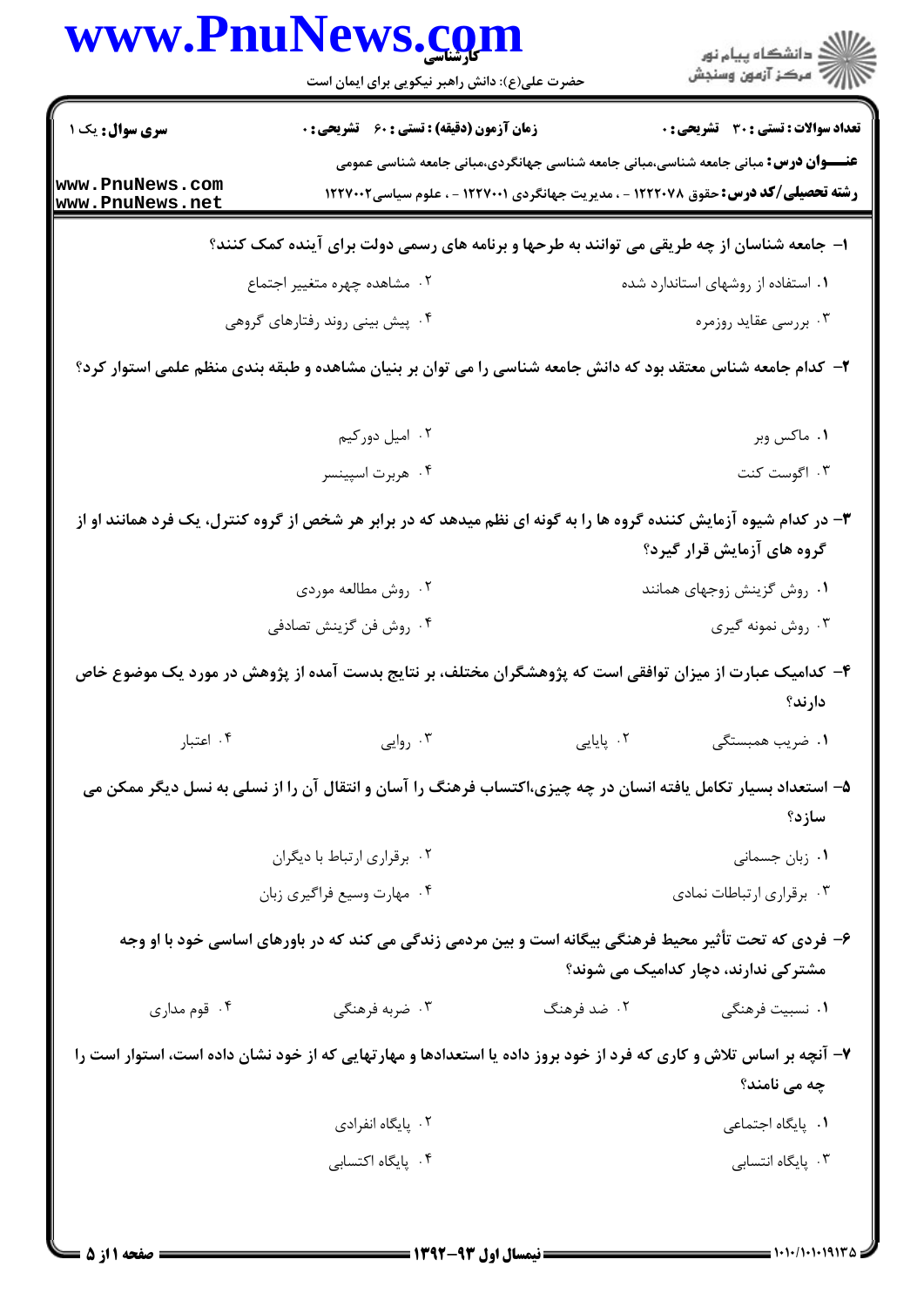**سری سوال:** یک ۱

**زمان آزمون (دقیقه) : تستی : ۶۰ تشریحی : ۰**

**تعداد سوالات : تستی : ۳۰ تشریحی : ۰**

**عنـــوان درس:** مبانی جامعه شناسی،مبانی جامعه شناسی جهانگردی،مبانی جامعه شناسی عمومی

**رشته تحصیلی/کد درس:** حقوق ۱۲۲۲۰۷۸ - ، مدیریت جهانگردی ۱۲۲۷۰۰۱ - ، علوم سیاسی۱۲۲۷۰۰۲

**۱- جامعه شناسان از چه طریقی می توانند به طرحها و برنامه های رسمی دولت برای آینده کمک کنند؟**

۱. استفاده از روشهای استاندارد شده

۲. مشاهده چهره متغییر اجتماع

۳. بررسی عقاید روزمره

۴. پیش بینی روند رفتارهای گروهی

**۲- کدام جامعه شناس معتقد بود که دانش جامعه شناسی را می توان بر بنیان مشاهده و طبقه بندی منظم علمی استوار کرد؟**

۱. ماکس وبر

۲. امیل دورکیم

۳. اگوست کنت

۴. هربرت اسپینسر

**۳- در کدام شیوه آزمایش کننده گروه ها را به گونه ای نظم میدهد که در برابر هر شخص از گروه کنترل، یک فرد همانند او از گروه های آزمایش قرار گیرد؟**

۱. روش گزینش زوجهای همانند

۲. روش مطالعه موردی

۳. روش نمونه گیری

۴. روش فن گزینش تصادفی

**۴- کدامیک عبارت از میزان توافقی است که پژوهشگران مختلف، بر نتایج بدست آمده از پژوهش در مورد یک موضوع خاص دارند؟**

۱. ضریب همبستگی

۲. پایایی

۳. روایی

۴. اعتبار

**۵- استعداد بسیار تکامل یافته انسان در چه چیزی،اکتساب فرهنگ را آسان و انتقال آن را از نسلی به نسل دیگر ممکن می سازد؟**

۱. زبان جسمانی

۲. برقراری ارتباط با دیگران

۳. برقراری ارتباطات نمادی

۴. مهارت وسیع فراگیری زبان

**۶- فردی که تحت تأثیر محیط فرهنگی بیگانه است و بین مردمی زندگی می کند که در باورهای اساسی خود با او وجه مشترکی ندارند، دچار کدامیک می شوند؟**

۱. نسبیت فرهنگی

۲. ضد فرهنگ

۳. ضربه فرهنگی

۴. قوم مداری

**۷- آنچه بر اساس تلاش و کاری که فرد از خود بروز داده یا استعدادها و مهارتهایی که از خود نشان داده است، استوار است را چه می نامند؟**

۱. پایگاه اجتماعی

۲. پایگاه انفرادی

۳. پایگاه انتسابی

۴. پایگاه اکتسابی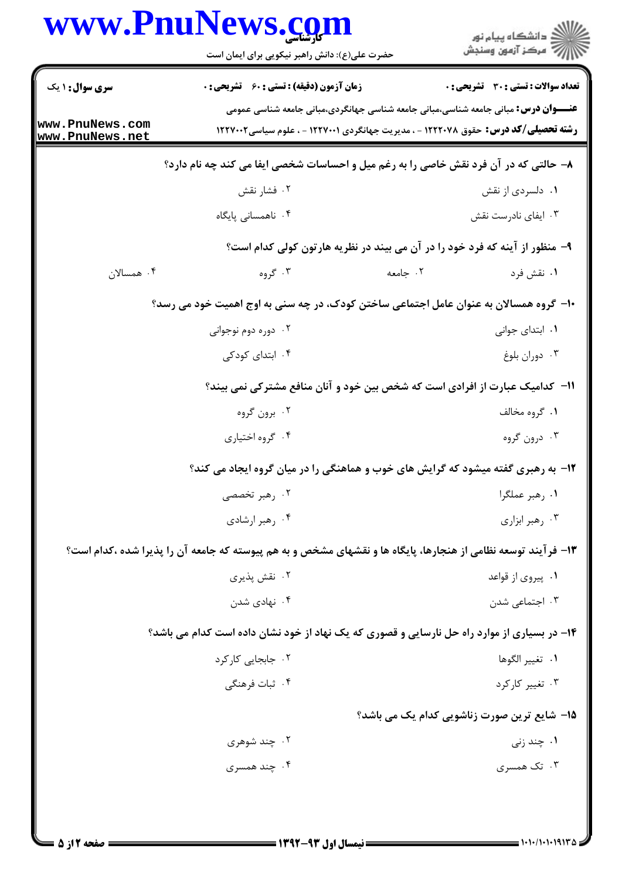**سری سوال:** ۱ یک | **زمان آزمون (دقیقه) : تستی :** ۶۰ **تشریحی :** ۰ | **تعداد سوالات : تستی :** ۳۰ **تشریحی :** ۰

**عنـــوان درس:** مبانی جامعه شناسی،مبانی جامعه شناسی جهانگردی،مبانی جامعه شناسی عمومی

**رشته تحصیلی/کد درس:** حقوق ۱۲۲۲۰۷۸ - ، مدیریت جهانگردی ۱۲۲۷۰۰۱ - ، علوم سیاسی۱۲۲۷۰۰۲

۸- حالتی که در آن فرد نقش خاصی را به رغم میل و احساسات شخصی ایفا می کند چه نام دارد؟

۱. دلسردی از نقش
۲. فشار نقش
۳. ایفای نادرست نقش
۴. ناهمسانی پایگاه

۹- منظور از آینه که فرد خود را در آن می بیند در نظریه هارتون کولی کدام است؟

۱. نقش فرد
۲. جامعه
۳. گروه
۴. همسالان

۱۰- گروه همسالان به عنوان عامل اجتماعی ساختن کودک، در چه سنی به اوج اهمیت خود می رسد؟

۱. ابتدای جوانی
۲. دوره دوم نوجوانی
۳. دوران بلوغ
۴. ابتدای کودکی

۱۱- کدامیک عبارت از افرادی است که شخص بین خود و آنان منافع مشترکی نمی بیند؟

۱. گروه مخالف
۲. برون گروه
۳. درون گروه
۴. گروه اختیاری

۱۲- به رهبری گفته میشود که گرایش های خوب و هماهنگی را در میان گروه ایجاد می کند؟

۱. رهبر عملگرا
۲. رهبر تخصصی
۳. رهبر ابزاری
۴. رهبر ارشادی

۱۳- فرآیند توسعه نظامی از هنجارها، پایگاه ها و نقشهای مشخص و به هم پیوسته که جامعه آن را پذیرا شده ،کدام است؟

۱. پیروی از قواعد
۲. نقش پذیری
۳. اجتماعی شدن
۴. نهادی شدن

۱۴- در بسیاری از موارد راه حل نارسایی و قصوری که یک نهاد از خود نشان داده است کدام می باشد؟

۱. تغییر الگوها
۲. جابجایی کارکرد
۳. تغییر کارکرد
۴. ثبات فرهنگی

۱۵- شایع ترین صورت زناشویی کدام یک می باشد؟

۱. چند زنی
۲. چند شوهری
۳. تک همسری
۴. چند همسری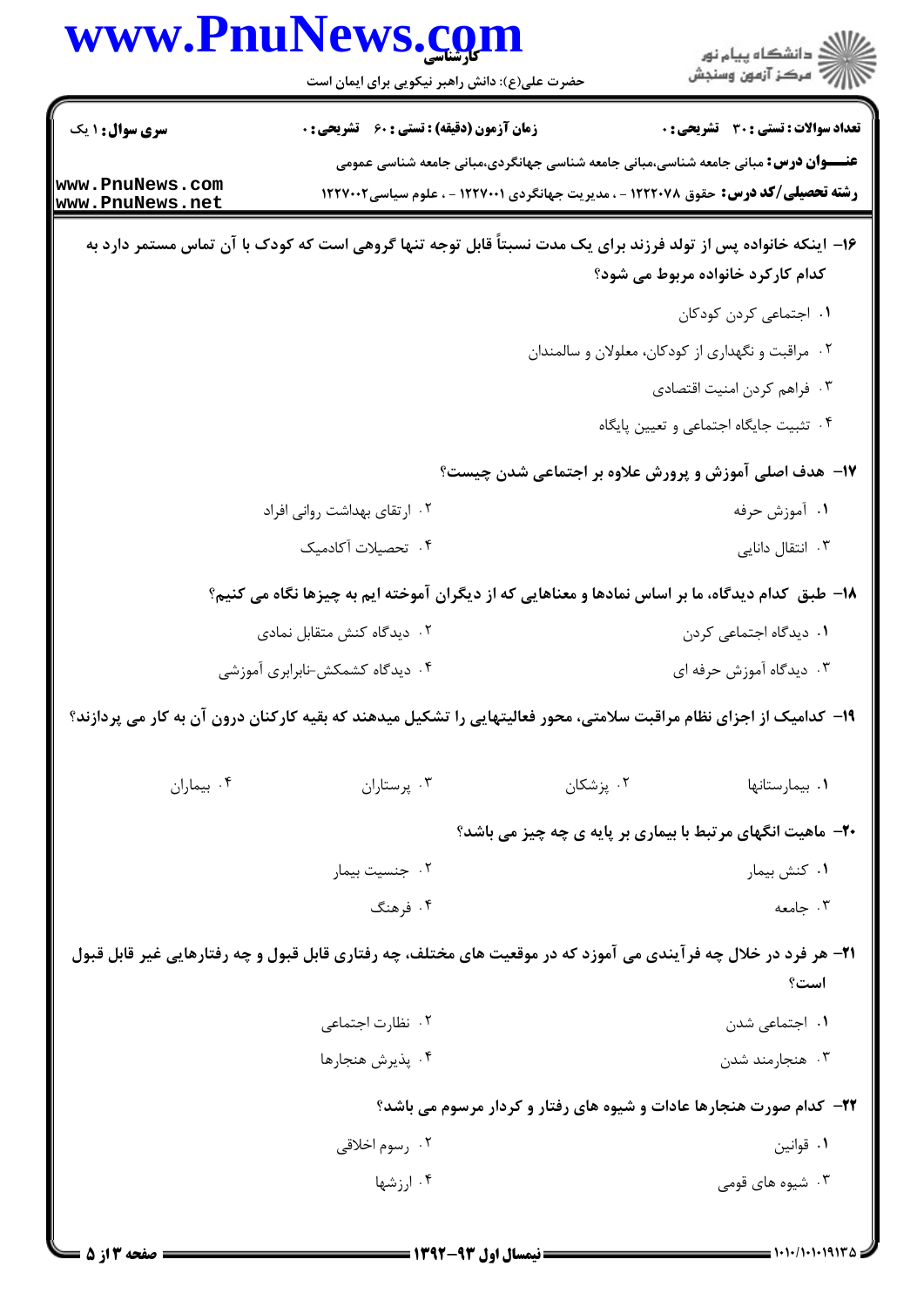**سری سوال:** ۱ یک | **زمان آزمون (دقیقه) : تستی :** ۶۰ **تشریحی :** ۰ | **تعداد سوالات : تستی :** ۳۰ **تشریحی :** ۰

**عنـــوان درس:** مبانی جامعه شناسی،مبانی جامعه شناسی جهانگردی،مبانی جامعه شناسی عمومی

**رشته تحصیلی/کد درس:** حقوق ۱۲۲۲۰۷۸ - ، مدیریت جهانگردی ۱۲۲۷۰۰۱ - ، علوم سیاسی۱۲۲۷۰۰۲

۱۶- اینکه خانواده پس از تولد فرزند برای یک مدت نسبتاً قابل توجه تنها گروهی است که کودک با آن تماس مستمر دارد به کدام کارکرد خانواده مربوط می شود؟

۱. اجتماعی کردن کودکان

۲. مراقبت و نگهداری از کودکان، معلولان و سالمندان

۳. فراهم کردن امنیت اقتصادی

۴. تثبیت جایگاه اجتماعی و تعیین پایگاه

۱۷- هدف اصلی آموزش و پرورش علاوه بر اجتماعی شدن چیست؟

۱. آموزش حرفه

۲. ارتقای بهداشت روانی افراد

۳. انتقال دانایی

۴. تحصیلات آکادمیک

۱۸- طبق کدام دیدگاه، ما بر اساس نمادها و معناهایی که از دیگران آموخته ایم به چیزها نگاه می کنیم؟

۱. دیدگاه اجتماعی کردن

۲. دیدگاه کنش متقابل نمادی

۳. دیدگاه آموزش حرفه ای

۴. دیدگاه کشمکش-نابرابری آموزشی

۱۹- کدامیک از اجزای نظام مراقبت سلامتی، محور فعالیتهایی را تشکیل میدهند که بقیه کارکنان درون آن به کار می پردازند؟

۱. بیمارستانها

۲. پزشکان

۳. پرستاران

۴. بیماران

۲۰- ماهیت انگهای مرتبط با بیماری بر پایه ی چه چیز می باشد؟

۱. کنش بیمار

۲. جنسیت بیمار

۳. جامعه

۴. فرهنگ

۲۱- هر فرد در خلال چه فرآیندی می آموزد که در موقعیت های مختلف، چه رفتاری قابل قبول و چه رفتارهایی غیر قابل قبول است؟

۱. اجتماعی شدن

۲. نظارت اجتماعی

۳. هنجارمند شدن

۴. پذیرش هنجارها

۲۲- کدام صورت هنجارها عادات و شیوه های رفتار و کردار مرسوم می باشد؟

۱. قوانین

۲. رسوم اخلاقی

۳. شیوه های قومی

۴. ارزشها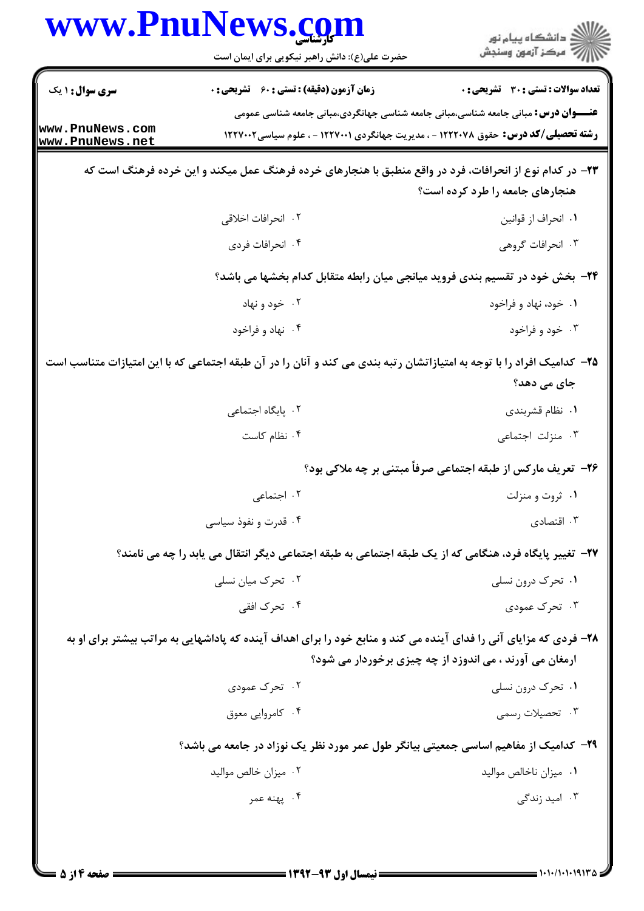**سری سوال:** ۱ یک | **زمان آزمون (دقیقه) : تستی :** ۶۰ **تشریحی :** ۰ | **تعداد سوالات : تستی :** ۳۰ **تشریحی :** ۰

**عنـــوان درس:** مبانی جامعه شناسی،مبانی جامعه شناسی جهانگردی،مبانی جامعه شناسی عمومی

**رشته تحصیلی/کد درس:** حقوق ۱۲۲۲۰۷۸ - ، مدیریت جهانگردی ۱۲۲۷۰۰۱ - ، علوم سیاسی۱۲۲۷۰۰۲

**۲۳-** در کدام نوع از انحرافات، فرد در واقع منطبق با هنجارهای خرده فرهنگ عمل میکند و این خرده فرهنگ است که هنجارهای جامعه را طرد کرده است؟

۱. انحراف از قوانین
۲. انحرافات اخلاقی
۳. انحرافات گروهی
۴. انحرافات فردی

**۲۴-** بخش خود در تقسیم بندی فروید میانجی میان رابطه متقابل کدام بخشها می باشد؟

۱. خود، نهاد و فراخود
۲. خود و نهاد
۳. خود و فراخود
۴. نهاد و فراخود

**۲۵-** کدامیک افراد را با توجه به امتیازاتشان رتبه بندی می کند و آنان را در آن طبقه اجتماعی که با این امتیازات متناسب است جای می دهد؟

۱. نظام قشربندی
۲. پایگاه اجتماعی
۳. منزلت اجتماعی
۴. نظام کاست

**۲۶-** تعریف مارکس از طبقه اجتماعی صرفاً مبتنی بر چه ملاکی بود؟

۱. ثروت و منزلت
۲. اجتماعی
۳. اقتصادی
۴. قدرت و نفوذ سیاسی

**۲۷-** تغییر پایگاه فرد، هنگامی که از یک طبقه اجتماعی به طبقه اجتماعی دیگر انتقال می یابد را چه می نامند؟

۱. تحرک درون نسلی
۲. تحرک میان نسلی
۳. تحرک عمودی
۴. تحرک افقی

**۲۸-** فردی که مزایای آنی را فدای آینده می کند و منابع خود را برای اهداف آینده که پاداشهایی به مراتب بیشتر برای او به ارمغان می آورند ، می اندوزد از چه چیزی برخوردار می شود؟

۱. تحرک درون نسلی
۲. تحرک عمودی
۳. تحصیلات رسمی
۴. کامروایی معوق

**۲۹-** کدامیک از مفاهیم اساسی جمعیتی بیانگر طول عمر مورد نظر یک نوزاد در جامعه می باشد؟

۱. میزان ناخالص موالید
۲. میزان خالص موالید
۳. امید زندگی
۴. پهنه عمر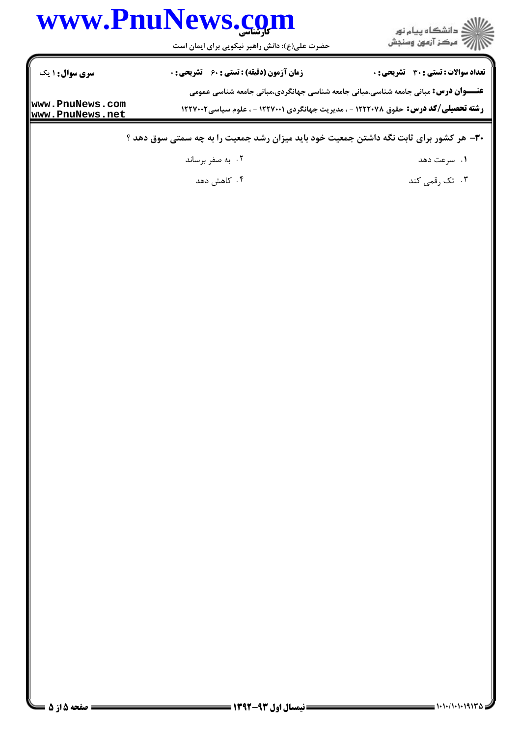**۳۰- هر کشور برای ثابت نگه داشتن جمعیت خود باید میزان رشد جمعیت را به چه سمتی سوق دهد ؟**

۱. سرعت دهد

۲. به صفر برساند

۳. تک رقمی کند

۴. کاهش دهد